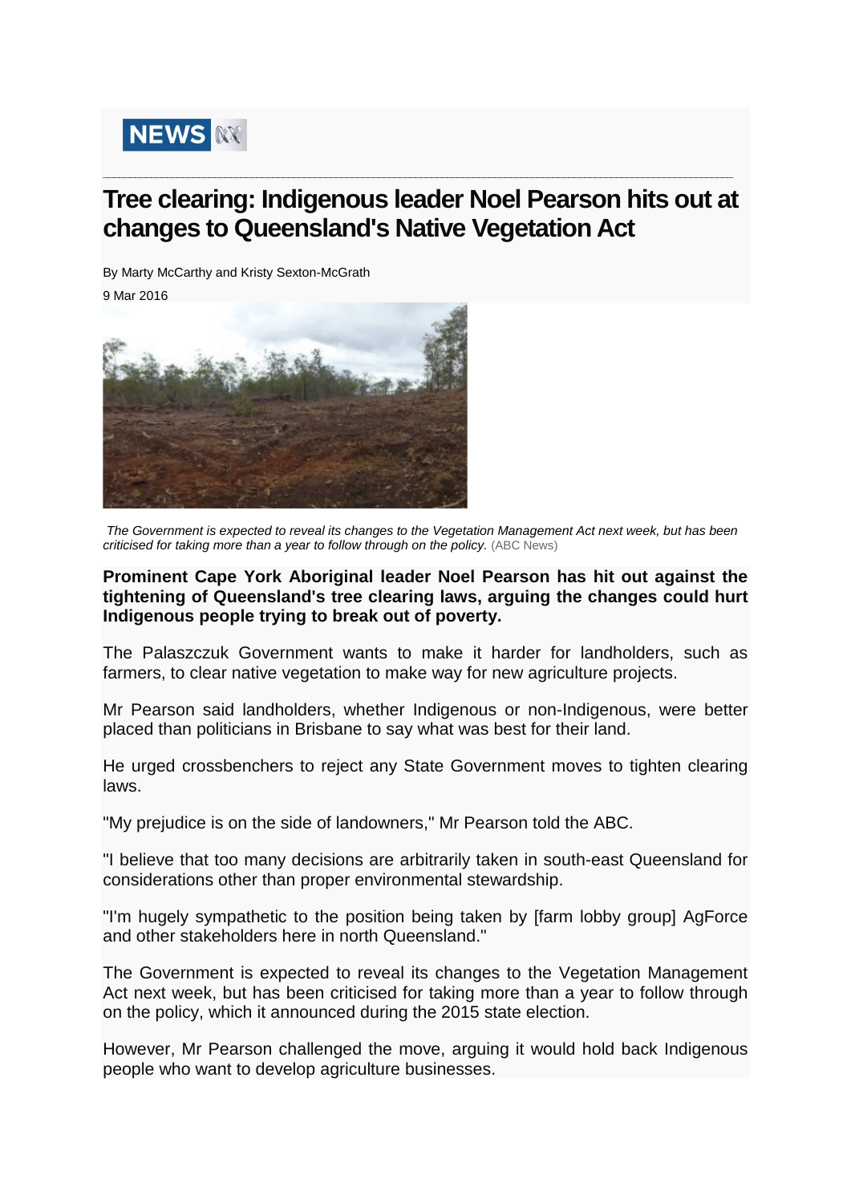NEWS

# Tree clearing: Indigenous leader Noel Pearson hits out at changes to Queensland's Native Vegetation Act

By Marty McCarthy and Kristy Sexton-McGrath

9 Mar 2016

*The Government is expected to reveal its changes to the Vegetation Management Act next week, but has been criticised for taking more than a year to follow through on the policy.* (ABC News)

**Prominent Cape York Aboriginal leader Noel Pearson has hit out against the tightening of Queensland's tree clearing laws, arguing the changes could hurt Indigenous people trying to break out of poverty.**

The Palaszczuk Government wants to make it harder for landholders, such as farmers, to clear native vegetation to make way for new agriculture projects.

Mr Pearson said landholders, whether Indigenous or non-Indigenous, were better placed than politicians in Brisbane to say what was best for their land.

He urged crossbenchers to reject any State Government moves to tighten clearing laws.

"My prejudice is on the side of landowners," Mr Pearson told the ABC.

"I believe that too many decisions are arbitrarily taken in south-east Queensland for considerations other than proper environmental stewardship.

"I'm hugely sympathetic to the position being taken by [farm lobby group] AgForce and other stakeholders here in north Queensland."

The Government is expected to reveal its changes to the Vegetation Management Act next week, but has been criticised for taking more than a year to follow through on the policy, which it announced during the 2015 state election.

However, Mr Pearson challenged the move, arguing it would hold back Indigenous people who want to develop agriculture businesses.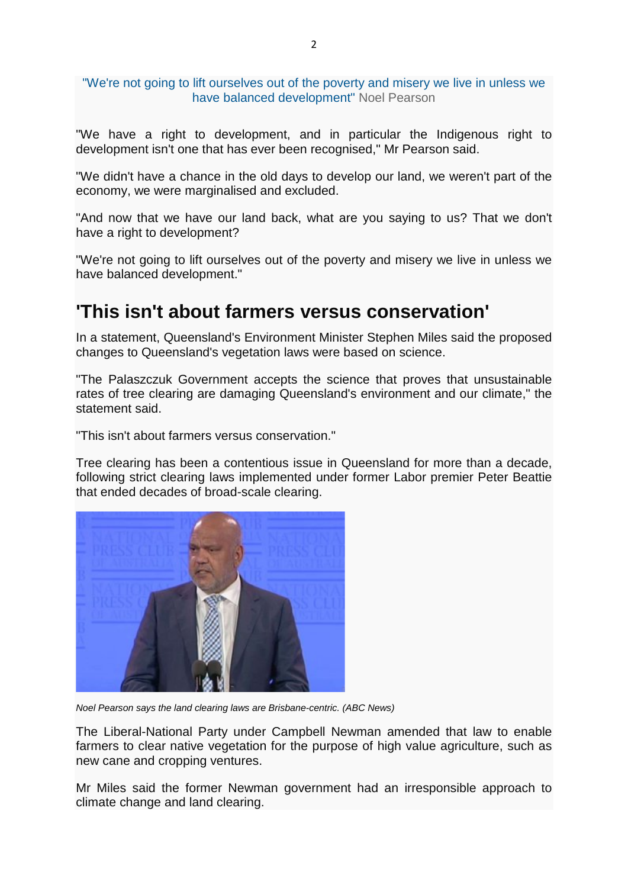"We're not going to lift ourselves out of the poverty and misery we live in unless we have balanced development" Noel Pearson

"We have a right to development, and in particular the Indigenous right to development isn't one that has ever been recognised," Mr Pearson said.

"We didn't have a chance in the old days to develop our land, we weren't part of the economy, we were marginalised and excluded.

"And now that we have our land back, what are you saying to us? That we don't have a right to development?

"We're not going to lift ourselves out of the poverty and misery we live in unless we have balanced development."

## 'This isn't about farmers versus conservation'

In a statement, Queensland's Environment Minister Stephen Miles said the proposed changes to Queensland's vegetation laws were based on science.

"The Palaszczuk Government accepts the science that proves that unsustainable rates of tree clearing are damaging Queensland's environment and our climate," the statement said.

"This isn't about farmers versus conservation."

Tree clearing has been a contentious issue in Queensland for more than a decade, following strict clearing laws implemented under former Labor premier Peter Beattie that ended decades of broad-scale clearing.

*Noel Pearson says the land clearing laws are Brisbane-centric. (ABC News)*

The Liberal-National Party under Campbell Newman amended that law to enable farmers to clear native vegetation for the purpose of high value agriculture, such as new cane and cropping ventures.

Mr Miles said the former Newman government had an irresponsible approach to climate change and land clearing.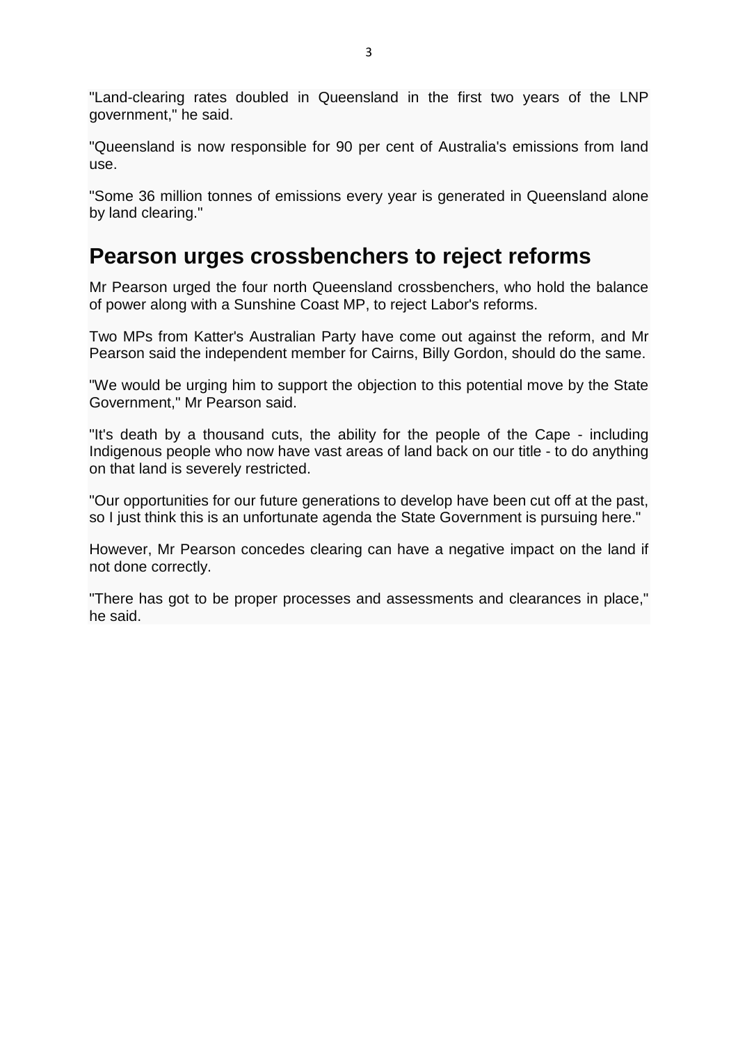"Land-clearing rates doubled in Queensland in the first two years of the LNP government," he said.

"Queensland is now responsible for 90 per cent of Australia's emissions from land use.

"Some 36 million tonnes of emissions every year is generated in Queensland alone by land clearing."

## Pearson urges crossbenchers to reject reforms

Mr Pearson urged the four north Queensland crossbenchers, who hold the balance of power along with a Sunshine Coast MP, to reject Labor's reforms.

Two MPs from Katter's Australian Party have come out against the reform, and Mr Pearson said the independent member for Cairns, Billy Gordon, should do the same.

"We would be urging him to support the objection to this potential move by the State Government," Mr Pearson said.

"It's death by a thousand cuts, the ability for the people of the Cape - including Indigenous people who now have vast areas of land back on our title - to do anything on that land is severely restricted.

"Our opportunities for our future generations to develop have been cut off at the past, so I just think this is an unfortunate agenda the State Government is pursuing here."

However, Mr Pearson concedes clearing can have a negative impact on the land if not done correctly.

"There has got to be proper processes and assessments and clearances in place," he said.